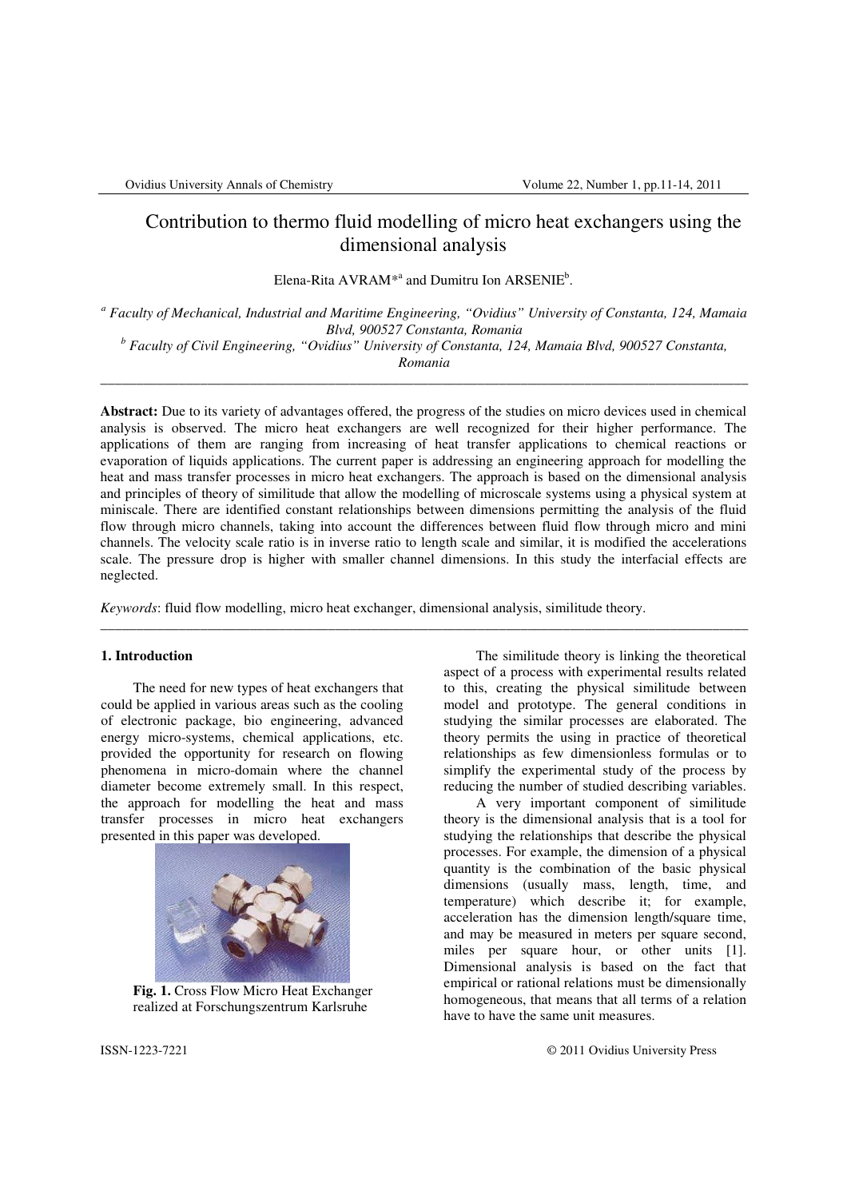// Contribution to thermo fluid modelling of micro heat exchangers using the dimensional analysis

Elena-Rita AVRAM*[a] and Dumitru Ion ARSENIE[b].

[a] *Faculty of Mechanical, Industrial and Maritime Engineering, "Ovidius" University of Constanta, 124, Mamaia Blvd, 900527 Constanta, Romania*

[b] *Faculty of Civil Engineering, "Ovidius" University of Constanta, 124, Mamaia Blvd, 900527 Constanta, Romania*

---

**Abstract:** Due to its variety of advantages offered, the progress of the studies on micro devices used in chemical analysis is observed. The micro heat exchangers are well recognized for their higher performance. The applications of them are ranging from increasing of heat transfer applications to chemical reactions or evaporation of liquids applications. The current paper is addressing an engineering approach for modelling the heat and mass transfer processes in micro heat exchangers. The approach is based on the dimensional analysis and principles of theory of similitude that allow the modelling of microscale systems using a physical system at miniscale. There are identified constant relationships between dimensions permitting the analysis of the fluid flow through micro channels, taking into account the differences between fluid flow through micro and mini channels. The velocity scale ratio is in inverse ratio to length scale and similar, it is modified the accelerations scale. The pressure drop is higher with smaller channel dimensions. In this study the interfacial effects are neglected.

*Keywords*: fluid flow modelling, micro heat exchanger, dimensional analysis, similitude theory.

---

## 1. Introduction

The need for new types of heat exchangers that could be applied in various areas such as the cooling of electronic package, bio engineering, advanced energy micro-systems, chemical applications, etc. provided the opportunity for research on flowing phenomena in micro-domain where the channel diameter become extremely small. In this respect, the approach for modelling the heat and mass transfer processes in micro heat exchangers presented in this paper was developed.

**Fig. 1.** Cross Flow Micro Heat Exchanger realized at Forschungszentrum Karlsruhe

The similitude theory is linking the theoretical aspect of a process with experimental results related to this, creating the physical similitude between model and prototype. The general conditions in studying the similar processes are elaborated. The theory permits the using in practice of theoretical relationships as few dimensionless formulas or to simplify the experimental study of the process by reducing the number of studied describing variables.

A very important component of similitude theory is the dimensional analysis that is a tool for studying the relationships that describe the physical processes. For example, the dimension of a physical quantity is the combination of the basic physical dimensions (usually mass, length, time, and temperature) which describe it; for example, acceleration has the dimension length/square time, and may be measured in meters per square second, miles per square hour, or other units [1]. Dimensional analysis is based on the fact that empirical or rational relations must be dimensionally homogeneous, that means that all terms of a relation have to have the same unit measures.

ISSN-1223-7221 © 2011 Ovidius University Press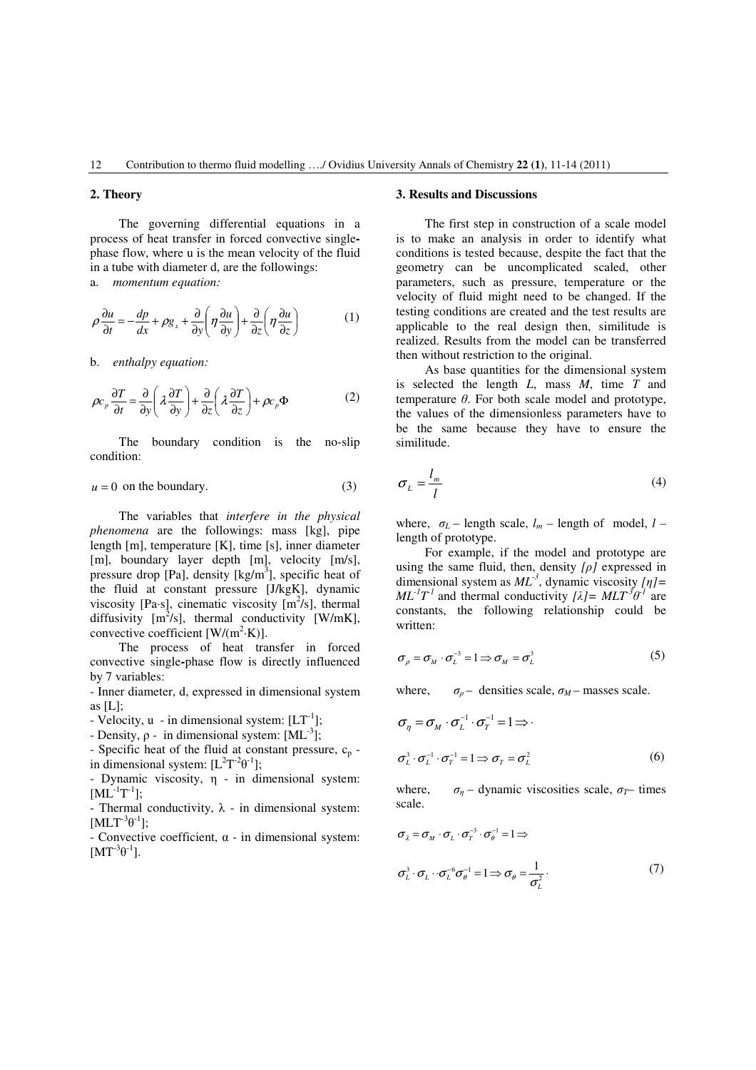## 2. Theory

The governing differential equations in a process of heat transfer in forced convective single-phase flow, where u is the mean velocity of the fluid in a tube with diameter d, are the followings:

a. *momentum equation:*

$$\rho \frac{\partial u}{\partial t} = -\frac{dp}{dx} + \rho g_x + \frac{\partial}{\partial y}\left(\eta \frac{\partial u}{\partial y}\right) + \frac{\partial}{\partial z}\left(\eta \frac{\partial u}{\partial z}\right) \tag{1}$$

b. *enthalpy equation:*

$$\rho c_p \frac{\partial T}{\partial t} = \frac{\partial}{\partial y}\left(\lambda \frac{\partial T}{\partial y}\right) + \frac{\partial}{\partial z}\left(\lambda \frac{\partial T}{\partial z}\right) + \rho c_p \Phi \tag{2}$$

The boundary condition is the no-slip condition:

$$u = 0 \text{ on the boundary.} \tag{3}$$

The variables that *interfere in the physical phenomena* are the followings: mass [kg], pipe length [m], temperature [K], time [s], inner diameter [m], boundary layer depth [m], velocity [m/s], pressure drop [Pa], density [kg/m$^3$], specific heat of the fluid at constant pressure [J/kgK], dynamic viscosity [Pa·s], cinematic viscosity [m$^2$/s], thermal diffusivity [m$^2$/s], thermal conductivity [W/mK], convective coefficient [W/(m$^2$·K)].

The process of heat transfer in forced convective single-phase flow is directly influenced by 7 variables:

- Inner diameter, d, expressed in dimensional system as [L];
- Velocity, u - in dimensional system: [$LT^{-1}$];
- Density, ρ - in dimensional system: [$ML^{-3}$];
- Specific heat of the fluid at constant pressure, $c_p$ - in dimensional system: [$L^2T^{-2}\theta^{-1}$];
- Dynamic viscosity, η - in dimensional system: [$ML^{-1}T^{-1}$];
- Thermal conductivity, λ - in dimensional system: [$MLT^{-3}\theta^{-1}$];
- Convective coefficient, α - in dimensional system: [$MT^{-3}\theta^{-1}$].

## 3. Results and Discussions

The first step in construction of a scale model is to make an analysis in order to identify what conditions is tested because, despite the fact that the geometry can be uncomplicated scaled, other parameters, such as pressure, temperature or the velocity of fluid might need to be changed. If the testing conditions are created and the test results are applicable to the real design then, similitude is realized. Results from the model can be transferred then without restriction to the original.

As base quantities for the dimensional system is selected the length *L*, mass *M*, time *T* and temperature *θ*. For both scale model and prototype, the values of the dimensionless parameters have to be the same because they have to ensure the similitude.

$$\sigma_L = \frac{l_m}{l} \tag{4}$$

where, $\sigma_L$ – length scale, $l_m$ – length of model, $l$ – length of prototype.

For example, if the model and prototype are using the same fluid, then, density *[ρ]* expressed in dimensional system as $ML^{-3}$, dynamic viscosity $[\eta] = ML^{-1}T^{-1}$ and thermal conductivity $[\lambda] = MLT^{-3}\theta^{-1}$ are constants, the following relationship could be written:

$$\sigma_\rho = \sigma_M \cdot \sigma_L^{-3} = 1 \Rightarrow \sigma_M = \sigma_L^3 \tag{5}$$

where, $\sigma_\rho$ – densities scale, $\sigma_M$ – masses scale.

$$\sigma_\eta = \sigma_M \cdot \sigma_L^{-1} \cdot \sigma_T^{-1} = 1 \Rightarrow \cdot$$

$$\sigma_L^3 \cdot \sigma_L^{-1} \cdot \sigma_T^{-1} = 1 \Rightarrow \sigma_T = \sigma_L^2 \tag{6}$$

where, $\sigma_\eta$ – dynamic viscosities scale, $\sigma_T$– times scale.

$$\sigma_\lambda = \sigma_M \cdot \sigma_L \cdot \sigma_T^{-3} \cdot \sigma_\theta^{-1} = 1 \Rightarrow$$

$$\sigma_L^3 \cdot \sigma_L \cdot \cdot \sigma_L^{-6} \sigma_\theta^{-1} = 1 \Rightarrow \sigma_\theta = \frac{1}{\sigma_L^2} \cdot \tag{7}$$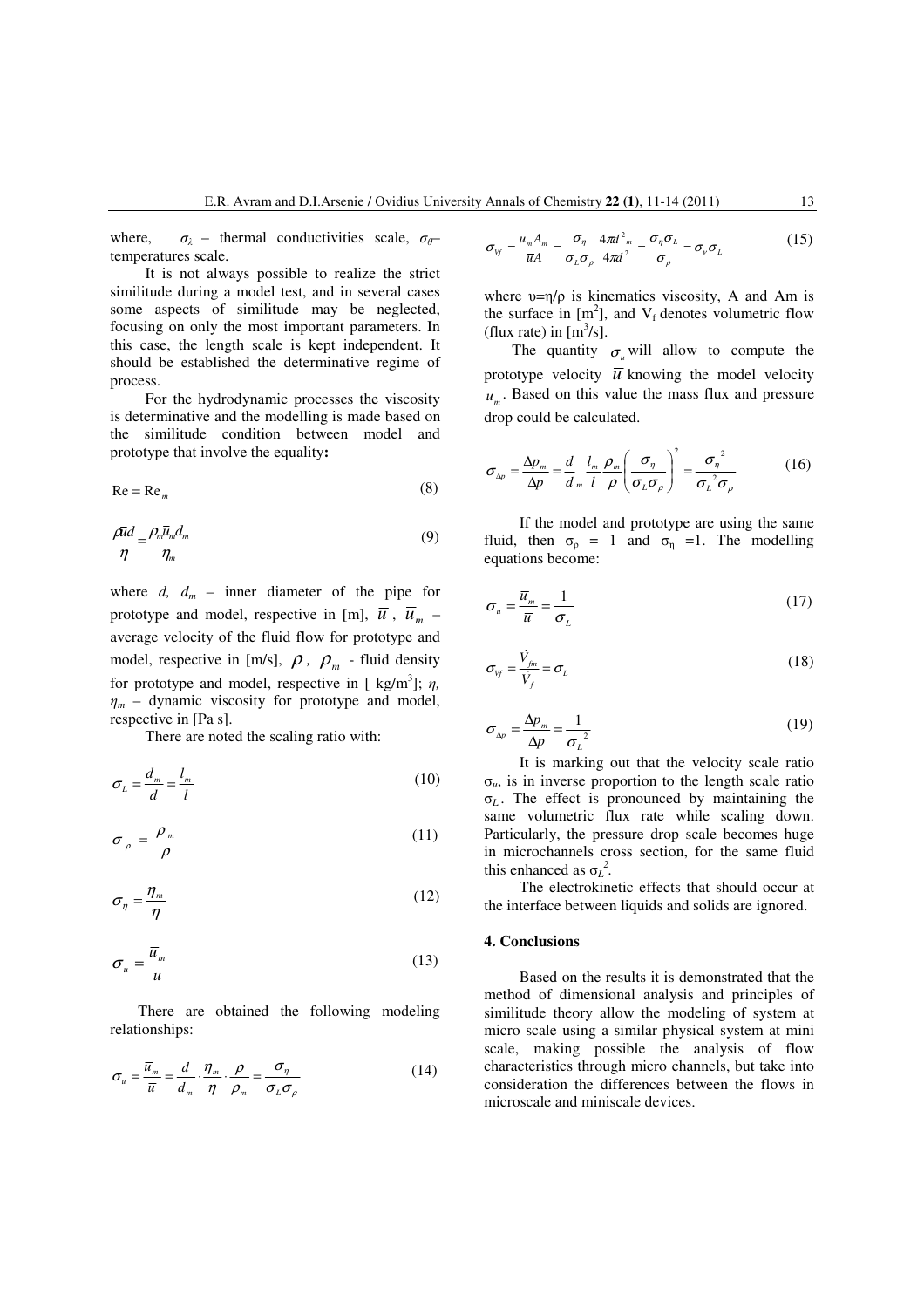where, $\sigma_\lambda$ – thermal conductivities scale, $\sigma_\theta$– temperatures scale.

It is not always possible to realize the strict similitude during a model test, and in several cases some aspects of similitude may be neglected, focusing on only the most important parameters. In this case, the length scale is kept independent. It should be established the determinative regime of process.

For the hydrodynamic processes the viscosity is determinative and the modelling is made based on the similitude condition between model and prototype that involve the equality**:**

$$\mathrm{Re} = \mathrm{Re}_m \tag{8}$$

$$\frac{\rho \bar{u} d}{\eta} = \frac{\rho_m \bar{u}_m d_m}{\eta_m} \tag{9}$$

where $d$, $d_m$ – inner diameter of the pipe for prototype and model, respective in [m], $\bar{u}$, $\bar{u}_m$ – average velocity of the fluid flow for prototype and model, respective in [m/s], $\rho$, $\rho_m$ - fluid density for prototype and model, respective in [ kg/m$^3$]; $\eta$, $\eta_m$ – dynamic viscosity for prototype and model, respective in [Pa s].

There are noted the scaling ratio with:

$$\sigma_L = \frac{d_m}{d} = \frac{l_m}{l} \tag{10}$$

$$\sigma_\rho = \frac{\rho_m}{\rho} \tag{11}$$

$$\sigma_\eta = \frac{\eta_m}{\eta} \tag{12}$$

$$\sigma_u = \frac{\bar{u}_m}{\bar{u}} \tag{13}$$

There are obtained the following modeling relationships:

$$\sigma_u = \frac{\bar{u}_m}{\bar{u}} = \frac{d}{d_m} \cdot \frac{\eta_m}{\eta} \cdot \frac{\rho}{\rho_m} = \frac{\sigma_\eta}{\sigma_L \sigma_\rho} \tag{14}$$

$$\sigma_{Vf} = \frac{\bar{u}_m A_m}{\bar{u} A} = \frac{\sigma_\eta}{\sigma_L \sigma_\rho} \frac{4\pi d^2{}_m}{4\pi d^2} = \frac{\sigma_\eta \sigma_L}{\sigma_\rho} = \sigma_\nu \sigma_L \tag{15}$$

where $\upsilon=\eta/\rho$ is kinematics viscosity, A and Am is the surface in [m$^2$], and $V_f$ denotes volumetric flow (flux rate) in [m$^3$/s].

The quantity $\sigma_u$ will allow to compute the prototype velocity $\bar{u}$ knowing the model velocity $\bar{u}_m$. Based on this value the mass flux and pressure drop could be calculated.

$$\sigma_{\Delta p} = \frac{\Delta p_m}{\Delta p} = \frac{d}{d_m} \frac{l_m}{l} \frac{\rho_m}{\rho} \left( \frac{\sigma_\eta}{\sigma_L \sigma_\rho} \right)^2 = \frac{\sigma_\eta{}^2}{\sigma_L{}^2 \sigma_\rho} \tag{16}$$

If the model and prototype are using the same fluid, then $\sigma_\rho$ = 1 and $\sigma_\eta$ =1. The modelling equations become:

$$\sigma_u = \frac{\bar{u}_m}{\bar{u}} = \frac{1}{\sigma_L} \tag{17}$$

$$\sigma_{Vf} = \frac{\dot{V}_{fm}}{\dot{V}_f} = \sigma_L \tag{18}$$

$$\sigma_{\Delta p} = \frac{\Delta p_m}{\Delta p} = \frac{1}{\sigma_L{}^2} \tag{19}$$

It is marking out that the velocity scale ratio $\sigma_u$, is in inverse proportion to the length scale ratio $\sigma_L$. The effect is pronounced by maintaining the same volumetric flux rate while scaling down. Particularly, the pressure drop scale becomes huge in microchannels cross section, for the same fluid this enhanced as $\sigma_L^2$.

The electrokinetic effects that should occur at the interface between liquids and solids are ignored.

## 4. Conclusions

Based on the results it is demonstrated that the method of dimensional analysis and principles of similitude theory allow the modeling of system at micro scale using a similar physical system at mini scale, making possible the analysis of flow characteristics through micro channels, but take into consideration the differences between the flows in microscale and miniscale devices.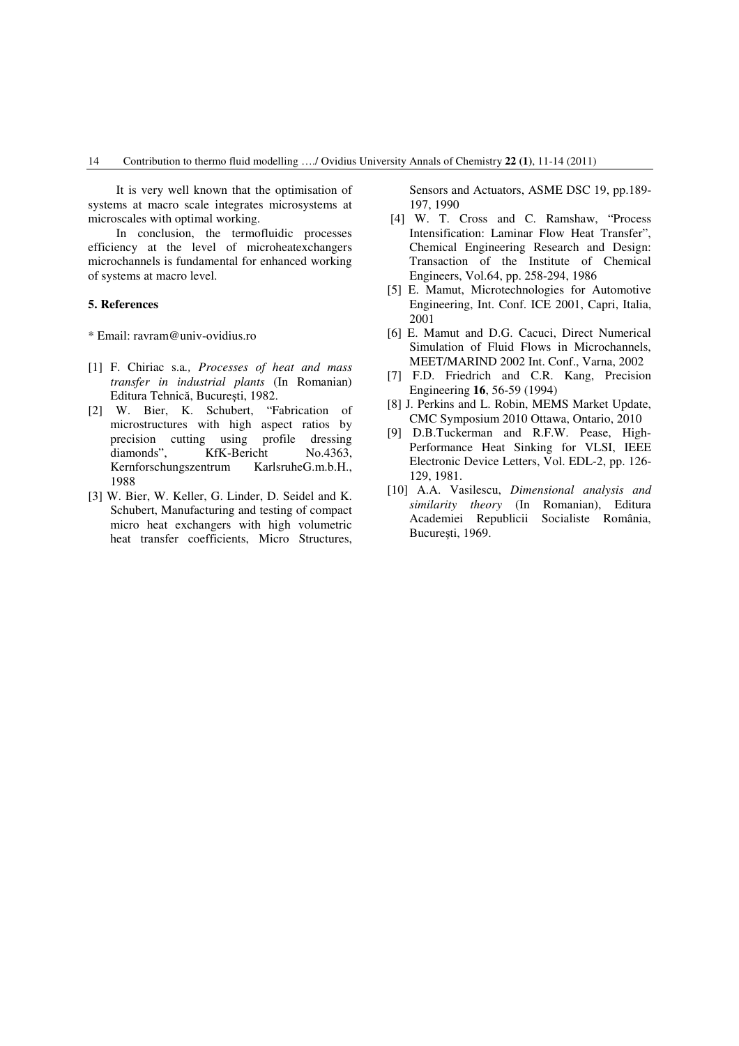It is very well known that the optimisation of systems at macro scale integrates microsystems at microscales with optimal working.

In conclusion, the termofluidic processes efficiency at the level of microheatexchangers microchannels is fundamental for enhanced working of systems at macro level.

**5. References**

* Email: ravram@univ-ovidius.ro

[1] F. Chiriac s.a*., Processes of heat and mass transfer in industrial plants* (In Romanian) Editura Tehnică, Bucureşti, 1982.

[2] W. Bier, K. Schubert, "Fabrication of microstructures with high aspect ratios by precision cutting using profile dressing diamonds", KfK-Bericht No.4363, Kernforschungszentrum KarlsruheG.m.b.H., 1988

[3] W. Bier, W. Keller, G. Linder, D. Seidel and K. Schubert, Manufacturing and testing of compact micro heat exchangers with high volumetric heat transfer coefficients, Micro Structures, Sensors and Actuators, ASME DSC 19, pp.189-197, 1990

[4] W. T. Cross and C. Ramshaw, "Process Intensification: Laminar Flow Heat Transfer", Chemical Engineering Research and Design: Transaction of the Institute of Chemical Engineers, Vol.64, pp. 258-294, 1986

[5] E. Mamut, Microtechnologies for Automotive Engineering, Int. Conf. ICE 2001, Capri, Italia, 2001

[6] E. Mamut and D.G. Cacuci, Direct Numerical Simulation of Fluid Flows in Microchannels, MEET/MARIND 2002 Int. Conf., Varna, 2002

[7] F.D. Friedrich and C.R. Kang, Precision Engineering **16**, 56-59 (1994)

[8] J. Perkins and L. Robin, MEMS Market Update, CMC Symposium 2010 Ottawa, Ontario, 2010

[9] D.B.Tuckerman and R.F.W. Pease, High-Performance Heat Sinking for VLSI, IEEE Electronic Device Letters, Vol. EDL-2, pp. 126-129, 1981.

[10] A.A. Vasilescu, *Dimensional analysis and similarity theory* (In Romanian), Editura Academiei Republicii Socialiste România, Bucureşti, 1969.